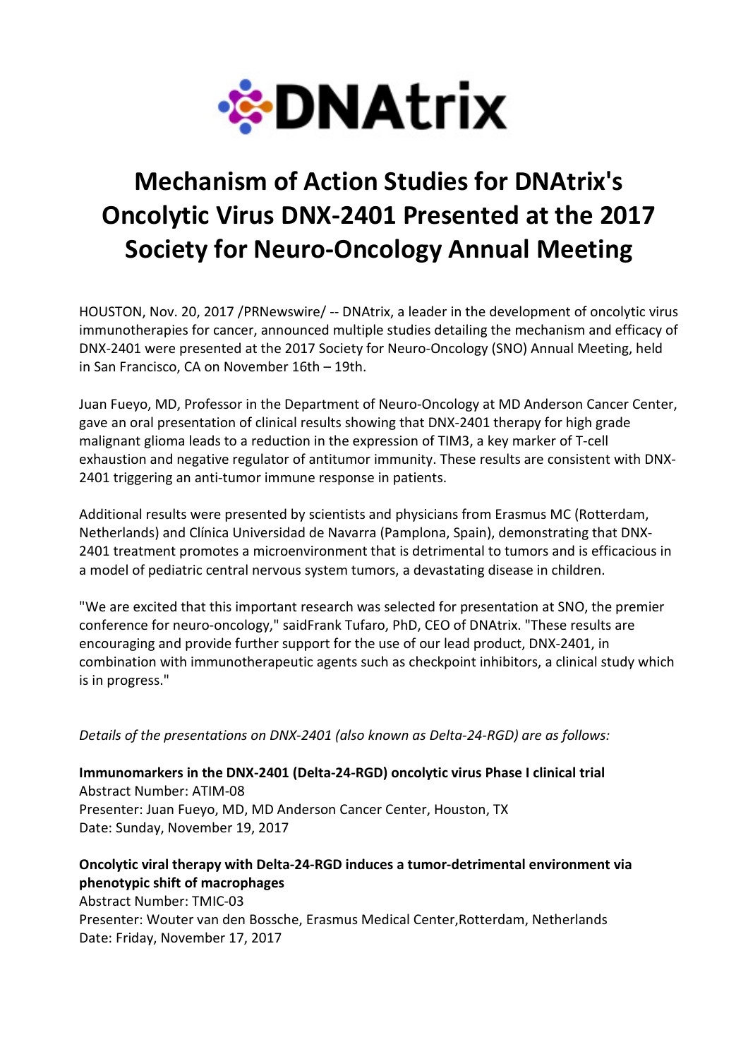DNAtrix

# Mechanism of Action Studies for DNAtrix's Oncolytic Virus DNX-2401 Presented at the 2017 Society for Neuro-Oncology Annual Meeting

HOUSTON, Nov. 20, 2017 /PRNewswire/ -- DNAtrix, a leader in the development of oncolytic virus immunotherapies for cancer, announced multiple studies detailing the mechanism and efficacy of DNX-2401 were presented at the 2017 Society for Neuro-Oncology (SNO) Annual Meeting, held in San Francisco, CA on November 16th – 19th.

Juan Fueyo, MD, Professor in the Department of Neuro-Oncology at MD Anderson Cancer Center, gave an oral presentation of clinical results showing that DNX-2401 therapy for high grade malignant glioma leads to a reduction in the expression of TIM3, a key marker of T-cell exhaustion and negative regulator of antitumor immunity. These results are consistent with DNX-2401 triggering an anti-tumor immune response in patients.

Additional results were presented by scientists and physicians from Erasmus MC (Rotterdam, Netherlands) and Clínica Universidad de Navarra (Pamplona, Spain), demonstrating that DNX-2401 treatment promotes a microenvironment that is detrimental to tumors and is efficacious in a model of pediatric central nervous system tumors, a devastating disease in children.

"We are excited that this important research was selected for presentation at SNO, the premier conference for neuro-oncology," saidFrank Tufaro, PhD, CEO of DNAtrix. "These results are encouraging and provide further support for the use of our lead product, DNX-2401, in combination with immunotherapeutic agents such as checkpoint inhibitors, a clinical study which is in progress."

*Details of the presentations on DNX-2401 (also known as Delta-24-RGD) are as follows:*

**Immunomarkers in the DNX-2401 (Delta-24-RGD) oncolytic virus Phase I clinical trial**
Abstract Number: ATIM-08
Presenter: Juan Fueyo, MD, MD Anderson Cancer Center, Houston, TX
Date: Sunday, November 19, 2017

**Oncolytic viral therapy with Delta-24-RGD induces a tumor-detrimental environment via phenotypic shift of macrophages**
Abstract Number: TMIC-03
Presenter: Wouter van den Bossche, Erasmus Medical Center,Rotterdam, Netherlands
Date: Friday, November 17, 2017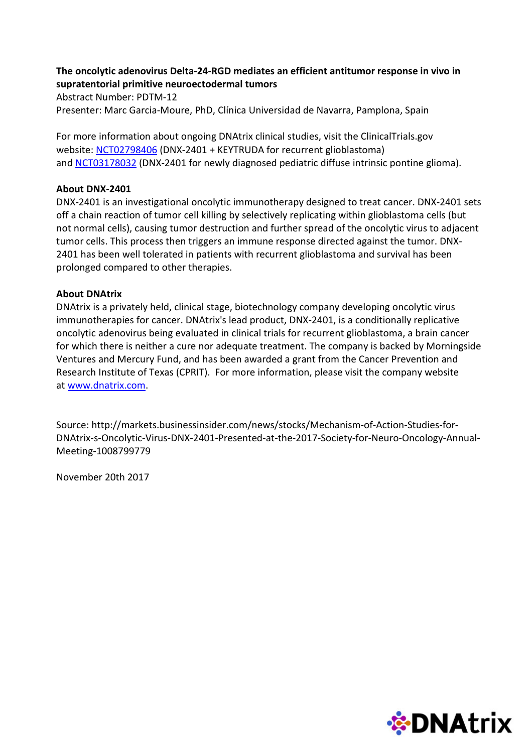**The oncolytic adenovirus Delta-24-RGD mediates an efficient antitumor response in vivo in supratentorial primitive neuroectodermal tumors**
Abstract Number: PDTM-12
Presenter: Marc Garcia-Moure, PhD, Clínica Universidad de Navarra, Pamplona, Spain

For more information about ongoing DNAtrix clinical studies, visit the ClinicalTrials.gov website: NCT02798406 (DNX-2401 + KEYTRUDA for recurrent glioblastoma) and NCT03178032 (DNX-2401 for newly diagnosed pediatric diffuse intrinsic pontine glioma).

**About DNX-2401**

DNX-2401 is an investigational oncolytic immunotherapy designed to treat cancer. DNX-2401 sets off a chain reaction of tumor cell killing by selectively replicating within glioblastoma cells (but not normal cells), causing tumor destruction and further spread of the oncolytic virus to adjacent tumor cells. This process then triggers an immune response directed against the tumor. DNX-2401 has been well tolerated in patients with recurrent glioblastoma and survival has been prolonged compared to other therapies.

**About DNAtrix**

DNAtrix is a privately held, clinical stage, biotechnology company developing oncolytic virus immunotherapies for cancer. DNAtrix's lead product, DNX-2401, is a conditionally replicative oncolytic adenovirus being evaluated in clinical trials for recurrent glioblastoma, a brain cancer for which there is neither a cure nor adequate treatment. The company is backed by Morningside Ventures and Mercury Fund, and has been awarded a grant from the Cancer Prevention and Research Institute of Texas (CPRIT). For more information, please visit the company website at www.dnatrix.com.

Source: http://markets.businessinsider.com/news/stocks/Mechanism-of-Action-Studies-for-DNAtrix-s-Oncolytic-Virus-DNX-2401-Presented-at-the-2017-Society-for-Neuro-Oncology-Annual-Meeting-1008799779

November 20th 2017